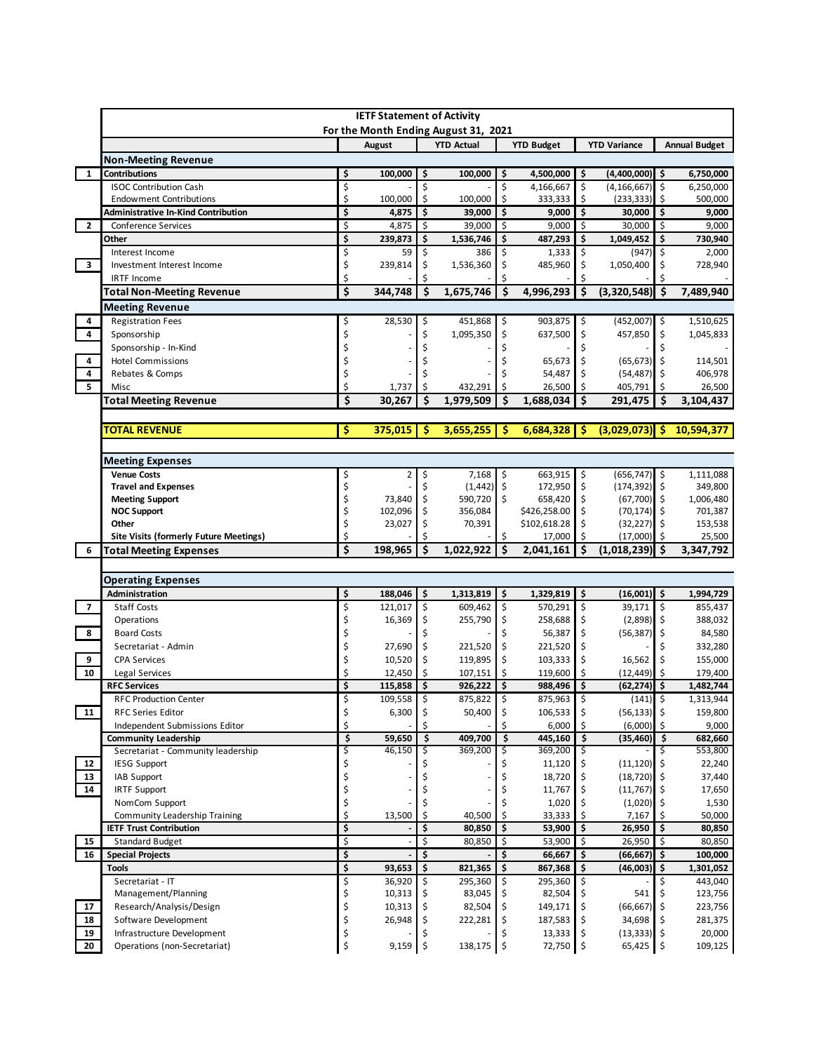## IETF Statement of Activity

### For the Month Ending August 31, 2021

| # | | August | YTD Actual | YTD Budget | YTD Variance | Annual Budget |
|---|---|---|---|---|---|---|
| | **Non-Meeting Revenue** | | | | | |
| 1 | **Contributions** | **$ 100,000** | **$ 100,000** | **$ 4,500,000** | **$ (4,400,000)** | **$ 6,750,000** |
| | ISOC Contribution Cash | $ - | $ - | $ 4,166,667 | $ (4,166,667) | $ 6,250,000 |
| | Endowment Contributions | $ 100,000 | $ 100,000 | $ 333,333 | $ (233,333) | $ 500,000 |
| | **Administrative In-Kind Contribution** | **$ 4,875** | **$ 39,000** | **$ 9,000** | **$ 30,000** | **$ 9,000** |
| 2 | Conference Services | $ 4,875 | $ 39,000 | $ 9,000 | $ 30,000 | $ 9,000 |
| | **Other** | **$ 239,873** | **$ 1,536,746** | **$ 487,293** | **$ 1,049,452** | **$ 730,940** |
| | Interest Income | $ 59 | $ 386 | $ 1,333 | $ (947) | $ 2,000 |
| 3 | Investment Interest Income | $ 239,814 | $ 1,536,360 | $ 485,960 | $ 1,050,400 | $ 728,940 |
| | IRTF Income | $ - | $ - | $ - | $ - | $ - |
| | **Total Non-Meeting Revenue** | **$ 344,748** | **$ 1,675,746** | **$ 4,996,293** | **$ (3,320,548)** | **$ 7,489,940** |
| | **Meeting Revenue** | | | | | |
| 4 | Registration Fees | $ 28,530 | $ 451,868 | $ 903,875 | $ (452,007) | $ 1,510,625 |
| 4 | Sponsorship | $ - | $ 1,095,350 | $ 637,500 | $ 457,850 | $ 1,045,833 |
| | Sponsorship - In-Kind | $ - | $ - | $ - | $ - | $ - |
| 4 | Hotel Commissions | $ - | $ - | $ 65,673 | $ (65,673) | $ 114,501 |
| 4 | Rebates & Comps | $ - | $ - | $ 54,487 | $ (54,487) | $ 406,978 |
| 5 | Misc | $ 1,737 | $ 432,291 | $ 26,500 | $ 405,791 | $ 26,500 |
| | **Total Meeting Revenue** | **$ 30,267** | **$ 1,979,509** | **$ 1,688,034** | **$ 291,475** | **$ 3,104,437** |
| | | | | | | |
| | **TOTAL REVENUE** | **$ 375,015** | **$ 3,655,255** | **$ 6,684,328** | **$ (3,029,073)** | **$ 10,594,377** |
| | | | | | | |
| | **Meeting Expenses** | | | | | |
| | **Venue Costs** | $ 2 | $ 7,168 | $ 663,915 | $ (656,747) | $ 1,111,088 |
| | **Travel and Expenses** | $ - | $ (1,442) | $ 172,950 | $ (174,392) | $ 349,800 |
| | **Meeting Support** | $ 73,840 | $ 590,720 | $ 658,420 | $ (67,700) | $ 1,006,480 |
| | **NOC Support** | $ 102,096 | $ 356,084 | $426,258.00 | $ (70,174) | $ 701,387 |
| | **Other** | $ 23,027 | $ 70,391 | $102,618.28 | $ (32,227) | $ 153,538 |
| | **Site Visits (formerly Future Meetings)** | $ - | $ - | $ 17,000 | $ (17,000) | $ 25,500 |
| 6 | **Total Meeting Expenses** | **$ 198,965** | **$ 1,022,922** | **$ 2,041,161** | **$ (1,018,239)** | **$ 3,347,792** |
| | | | | | | |
| | **Operating Expenses** | | | | | |
| | **Administration** | **$ 188,046** | **$ 1,313,819** | **$ 1,329,819** | **$ (16,001)** | **$ 1,994,729** |
| 7 | Staff Costs | $ 121,017 | $ 609,462 | $ 570,291 | $ 39,171 | $ 855,437 |
| | Operations | $ 16,369 | $ 255,790 | $ 258,688 | $ (2,898) | $ 388,032 |
| 8 | Board Costs | $ - | $ - | $ 56,387 | $ (56,387) | $ 84,580 |
| | Secretariat - Admin | $ 27,690 | $ 221,520 | $ 221,520 | $ - | $ 332,280 |
| 9 | CPA Services | $ 10,520 | $ 119,895 | $ 103,333 | $ 16,562 | $ 155,000 |
| 10 | Legal Services | $ 12,450 | $ 107,151 | $ 119,600 | $ (12,449) | $ 179,400 |
| | **RFC Services** | **$ 115,858** | **$ 926,222** | **$ 988,496** | **$ (62,274)** | **$ 1,482,744** |
| | RFC Production Center | $ 109,558 | $ 875,822 | $ 875,963 | $ (141) | $ 1,313,944 |
| 11 | RFC Series Editor | $ 6,300 | $ 50,400 | $ 106,533 | $ (56,133) | $ 159,800 |
| | Independent Submissions Editor | $ - | $ - | $ 6,000 | $ (6,000) | $ 9,000 |
| | **Community Leadership** | **$ 59,650** | **$ 409,700** | **$ 445,160** | **$ (35,460)** | **$ 682,660** |
| | Secretariat - Community leadership | $ 46,150 | $ 369,200 | $ 369,200 | $ - | $ 553,800 |
| 12 | IESG Support | $ - | $ - | $ 11,120 | $ (11,120) | $ 22,240 |
| 13 | IAB Support | $ - | $ - | $ 18,720 | $ (18,720) | $ 37,440 |
| 14 | IRTF Support | $ - | $ - | $ 11,767 | $ (11,767) | $ 17,650 |
| | NomCom Support | $ - | $ - | $ 1,020 | $ (1,020) | $ 1,530 |
| | Community Leadership Training | $ 13,500 | $ 40,500 | $ 33,333 | $ 7,167 | $ 50,000 |
| | **IETF Trust Contribution** | **$ -** | **$ 80,850** | **$ 53,900** | **$ 26,950** | **$ 80,850** |
| 15 | Standard Budget | $ - | $ 80,850 | $ 53,900 | $ 26,950 | $ 80,850 |
| 16 | **Special Projects** | **$ -** | **$ -** | **$ 66,667** | **$ (66,667)** | **$ 100,000** |
| | **Tools** | **$ 93,653** | **$ 821,365** | **$ 867,368** | **$ (46,003)** | **$ 1,301,052** |
| | Secretariat - IT | $ 36,920 | $ 295,360 | $ 295,360 | $ - | $ 443,040 |
| | Management/Planning | $ 10,313 | $ 83,045 | $ 82,504 | $ 541 | $ 123,756 |
| 17 | Research/Analysis/Design | $ 10,313 | $ 82,504 | $ 149,171 | $ (66,667) | $ 223,756 |
| 18 | Software Development | $ 26,948 | $ 222,281 | $ 187,583 | $ 34,698 | $ 281,375 |
| 19 | Infrastructure Development | $ - | $ - | $ 13,333 | $ (13,333) | $ 20,000 |
| 20 | Operations (non-Secretariat) | $ 9,159 | $ 138,175 | $ 72,750 | $ 65,425 | $ 109,125 |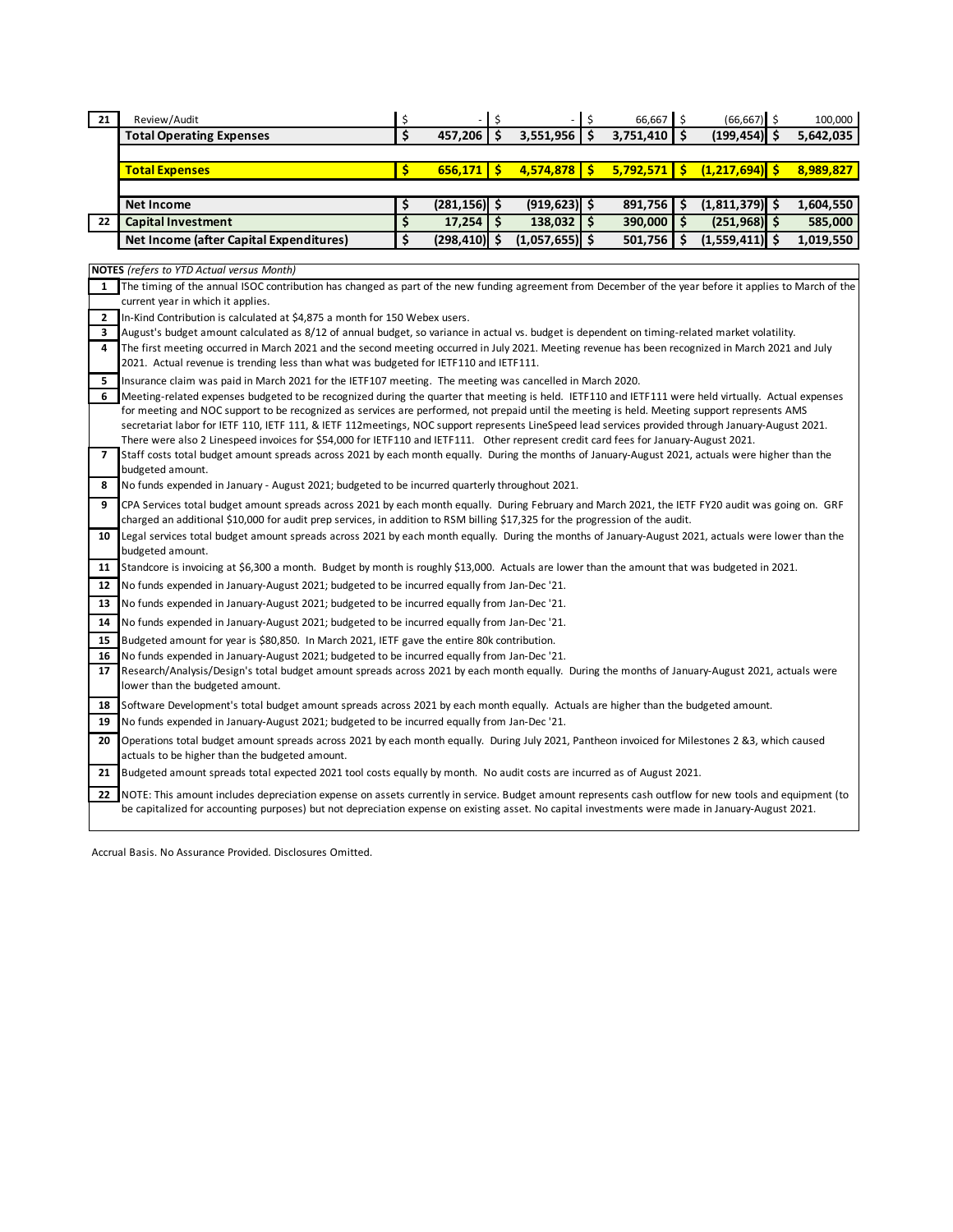| | | | | | | |
|---|---|---|---|---|---|---|
| 21 | Review/Audit | $ - | $ - | $ 66,667 | $ (66,667) | $ 100,000 |
| | **Total Operating Expenses** | **$ 457,206** | **$ 3,551,956** | **$ 3,751,410** | **$ (199,454)** | **$ 5,642,035** |
| | | | | | | |
| | **Total Expenses** | **$ 656,171** | **$ 4,574,878** | **$ 5,792,571** | **$ (1,217,694)** | **$ 8,989,827** |
| | | | | | | |
| | **Net Income** | **$ (281,156)** | **$ (919,623)** | **$ 891,756** | **$ (1,811,379)** | **$ 1,604,550** |
| 22 | **Capital Investment** | **$ 17,254** | **$ 138,032** | **$ 390,000** | **$ (251,968)** | **$ 585,000** |
| | **Net Income (after Capital Expenditures)** | **$ (298,410)** | **$ (1,057,655)** | **$ 501,756** | **$ (1,559,411)** | **$ 1,019,550** |

**NOTES** *(refers to YTD Actual versus Month)*

| | |
|---|---|
| 1 | The timing of the annual ISOC contribution has changed as part of the new funding agreement from December of the year before it applies to March of the current year in which it applies. |
| 2 | In-Kind Contribution is calculated at $4,875 a month for 150 Webex users. |
| 3 | August's budget amount calculated as 8/12 of annual budget, so variance in actual vs. budget is dependent on timing-related market volatility. |
| 4 | The first meeting occurred in March 2021 and the second meeting occurred in July 2021. Meeting revenue has been recognized in March 2021 and July 2021. Actual revenue is trending less than what was budgeted for IETF110 and IETF111. |
| 5 | Insurance claim was paid in March 2021 for the IETF107 meeting. The meeting was cancelled in March 2020. |
| 6 | Meeting-related expenses budgeted to be recognized during the quarter that meeting is held. IETF110 and IETF111 were held virtually. Actual expenses for meeting and NOC support to be recognized as services are performed, not prepaid until the meeting is held. Meeting support represents AMS secretariat labor for IETF 110, IETF 111, & IETF 112meetings, NOC support represents LineSpeed lead services provided through January-August 2021. There were also 2 Linespeed invoices for $54,000 for IETF110 and IETF111. Other represent credit card fees for January-August 2021. |
| 7 | Staff costs total budget amount spreads across 2021 by each month equally. During the months of January-August 2021, actuals were higher than the budgeted amount. |
| 8 | No funds expended in January - August 2021; budgeted to be incurred quarterly throughout 2021. |
| 9 | CPA Services total budget amount spreads across 2021 by each month equally. During February and March 2021, the IETF FY20 audit was going on. GRF charged an additional $10,000 for audit prep services, in addition to RSM billing $17,325 for the progression of the audit. |
| 10 | Legal services total budget amount spreads across 2021 by each month equally. During the months of January-August 2021, actuals were lower than the budgeted amount. |
| 11 | Standcore is invoicing at $6,300 a month. Budget by month is roughly $13,000. Actuals are lower than the amount that was budgeted in 2021. |
| 12 | No funds expended in January-August 2021; budgeted to be incurred equally from Jan-Dec '21. |
| 13 | No funds expended in January-August 2021; budgeted to be incurred equally from Jan-Dec '21. |
| 14 | No funds expended in January-August 2021; budgeted to be incurred equally from Jan-Dec '21. |
| 15 | Budgeted amount for year is $80,850. In March 2021, IETF gave the entire 80k contribution. |
| 16 | No funds expended in January-August 2021; budgeted to be incurred equally from Jan-Dec '21. |
| 17 | Research/Analysis/Design's total budget amount spreads across 2021 by each month equally. During the months of January-August 2021, actuals were lower than the budgeted amount. |
| 18 | Software Development's total budget amount spreads across 2021 by each month equally. Actuals are higher than the budgeted amount. |
| 19 | No funds expended in January-August 2021; budgeted to be incurred equally from Jan-Dec '21. |
| 20 | Operations total budget amount spreads across 2021 by each month equally. During July 2021, Pantheon invoiced for Milestones 2 &3, which caused actuals to be higher than the budgeted amount. |
| 21 | Budgeted amount spreads total expected 2021 tool costs equally by month. No audit costs are incurred as of August 2021. |
| 22 | NOTE: This amount includes depreciation expense on assets currently in service. Budget amount represents cash outflow for new tools and equipment (to be capitalized for accounting purposes) but not depreciation expense on existing asset. No capital investments were made in January-August 2021. |

Accrual Basis. No Assurance Provided. Disclosures Omitted.